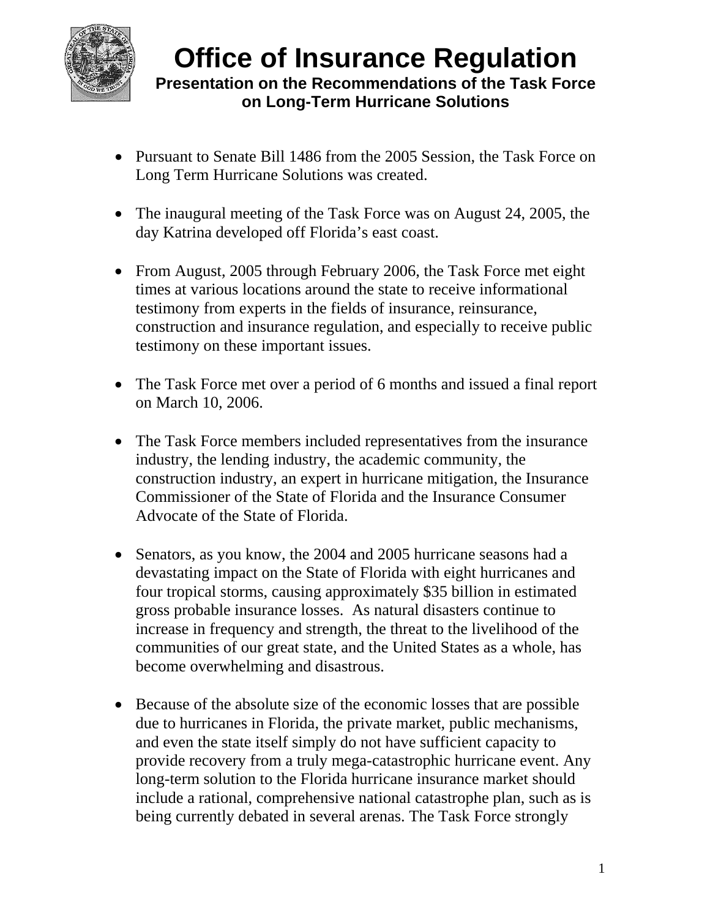# Office of Insurance Regulation

## Presentation on the Recommendations of the Task Force on Long-Term Hurricane Solutions

- Pursuant to Senate Bill 1486 from the 2005 Session, the Task Force on Long Term Hurricane Solutions was created.

- The inaugural meeting of the Task Force was on August 24, 2005, the day Katrina developed off Florida's east coast.

- From August, 2005 through February 2006, the Task Force met eight times at various locations around the state to receive informational testimony from experts in the fields of insurance, reinsurance, construction and insurance regulation, and especially to receive public testimony on these important issues.

- The Task Force met over a period of 6 months and issued a final report on March 10, 2006.

- The Task Force members included representatives from the insurance industry, the lending industry, the academic community, the construction industry, an expert in hurricane mitigation, the Insurance Commissioner of the State of Florida and the Insurance Consumer Advocate of the State of Florida.

- Senators, as you know, the 2004 and 2005 hurricane seasons had a devastating impact on the State of Florida with eight hurricanes and four tropical storms, causing approximately $35 billion in estimated gross probable insurance losses. As natural disasters continue to increase in frequency and strength, the threat to the livelihood of the communities of our great state, and the United States as a whole, has become overwhelming and disastrous.

- Because of the absolute size of the economic losses that are possible due to hurricanes in Florida, the private market, public mechanisms, and even the state itself simply do not have sufficient capacity to provide recovery from a truly mega-catastrophic hurricane event. Any long-term solution to the Florida hurricane insurance market should include a rational, comprehensive national catastrophe plan, such as is being currently debated in several arenas. The Task Force strongly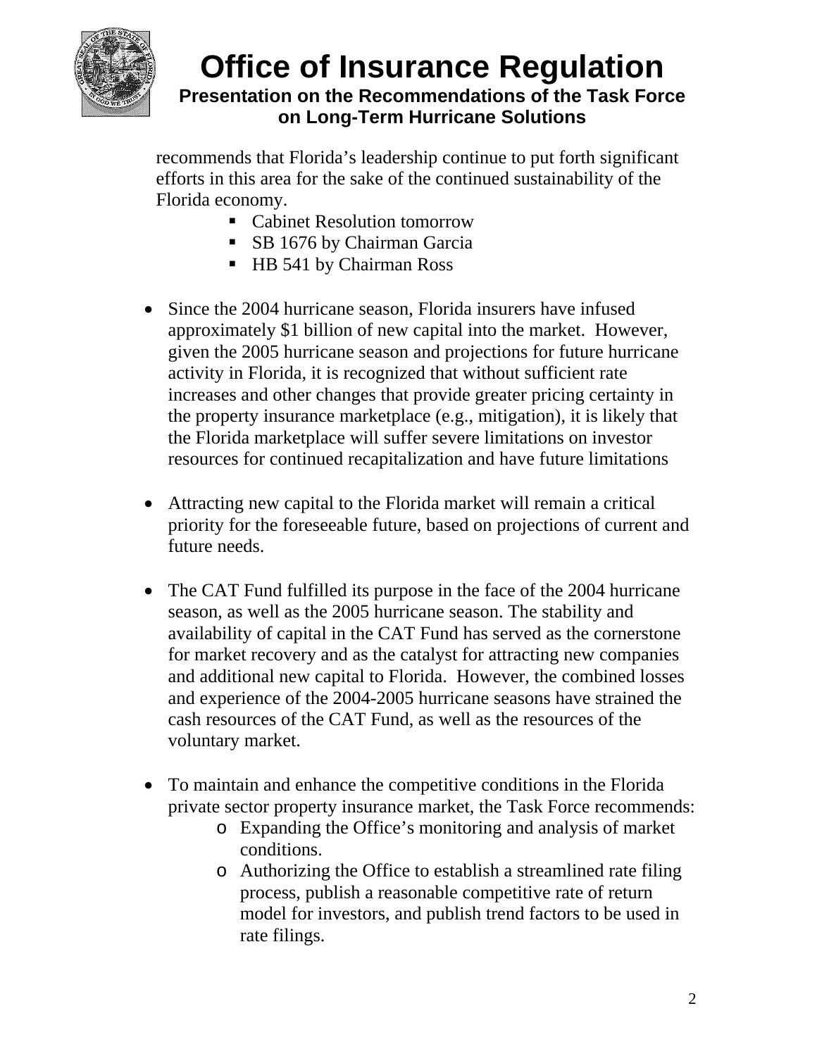recommends that Florida's leadership continue to put forth significant efforts in this area for the sake of the continued sustainability of the Florida economy.

  - Cabinet Resolution tomorrow
  - SB 1676 by Chairman Garcia
  - HB 541 by Chairman Ross

- Since the 2004 hurricane season, Florida insurers have infused approximately $1 billion of new capital into the market. However, given the 2005 hurricane season and projections for future hurricane activity in Florida, it is recognized that without sufficient rate increases and other changes that provide greater pricing certainty in the property insurance marketplace (e.g., mitigation), it is likely that the Florida marketplace will suffer severe limitations on investor resources for continued recapitalization and have future limitations

- Attracting new capital to the Florida market will remain a critical priority for the foreseeable future, based on projections of current and future needs.

- The CAT Fund fulfilled its purpose in the face of the 2004 hurricane season, as well as the 2005 hurricane season. The stability and availability of capital in the CAT Fund has served as the cornerstone for market recovery and as the catalyst for attracting new companies and additional new capital to Florida. However, the combined losses and experience of the 2004-2005 hurricane seasons have strained the cash resources of the CAT Fund, as well as the resources of the voluntary market.

- To maintain and enhance the competitive conditions in the Florida private sector property insurance market, the Task Force recommends:
  - Expanding the Office's monitoring and analysis of market conditions.
  - Authorizing the Office to establish a streamlined rate filing process, publish a reasonable competitive rate of return model for investors, and publish trend factors to be used in rate filings.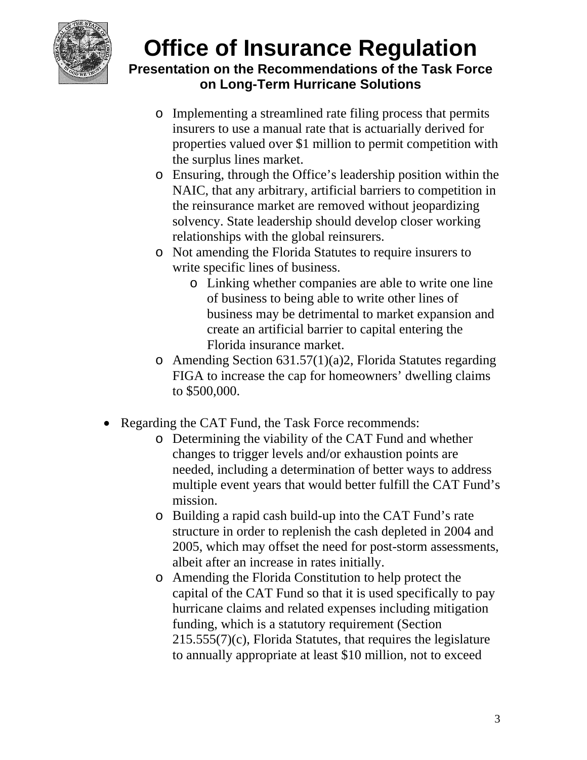- Implementing a streamlined rate filing process that permits insurers to use a manual rate that is actuarially derived for properties valued over $1 million to permit competition with the surplus lines market.
  - Ensuring, through the Office's leadership position within the NAIC, that any arbitrary, artificial barriers to competition in the reinsurance market are removed without jeopardizing solvency. State leadership should develop closer working relationships with the global reinsurers.
  - Not amending the Florida Statutes to require insurers to write specific lines of business.
    - Linking whether companies are able to write one line of business to being able to write other lines of business may be detrimental to market expansion and create an artificial barrier to capital entering the Florida insurance market.
  - Amending Section 631.57(1)(a)2, Florida Statutes regarding FIGA to increase the cap for homeowners' dwelling claims to $500,000.

- Regarding the CAT Fund, the Task Force recommends:
  - Determining the viability of the CAT Fund and whether changes to trigger levels and/or exhaustion points are needed, including a determination of better ways to address multiple event years that would better fulfill the CAT Fund's mission.
  - Building a rapid cash build-up into the CAT Fund's rate structure in order to replenish the cash depleted in 2004 and 2005, which may offset the need for post-storm assessments, albeit after an increase in rates initially.
  - Amending the Florida Constitution to help protect the capital of the CAT Fund so that it is used specifically to pay hurricane claims and related expenses including mitigation funding, which is a statutory requirement (Section 215.555(7)(c), Florida Statutes, that requires the legislature to annually appropriate at least $10 million, not to exceed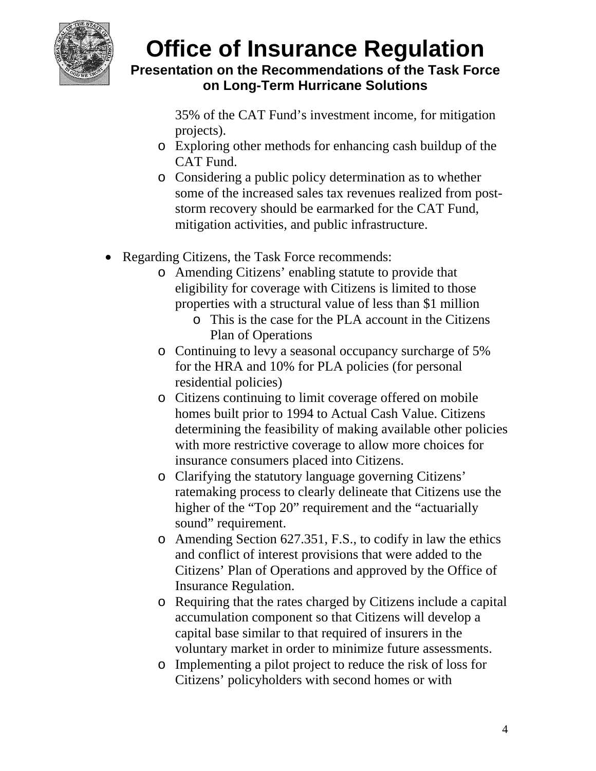35% of the CAT Fund's investment income, for mitigation projects).
    - Exploring other methods for enhancing cash buildup of the CAT Fund.
    - Considering a public policy determination as to whether some of the increased sales tax revenues realized from post-storm recovery should be earmarked for the CAT Fund, mitigation activities, and public infrastructure.

- Regarding Citizens, the Task Force recommends:
    - Amending Citizens' enabling statute to provide that eligibility for coverage with Citizens is limited to those properties with a structural value of less than $1 million
        - This is the case for the PLA account in the Citizens Plan of Operations
    - Continuing to levy a seasonal occupancy surcharge of 5% for the HRA and 10% for PLA policies (for personal residential policies)
    - Citizens continuing to limit coverage offered on mobile homes built prior to 1994 to Actual Cash Value. Citizens determining the feasibility of making available other policies with more restrictive coverage to allow more choices for insurance consumers placed into Citizens.
    - Clarifying the statutory language governing Citizens' ratemaking process to clearly delineate that Citizens use the higher of the "Top 20" requirement and the "actuarially sound" requirement.
    - Amending Section 627.351, F.S., to codify in law the ethics and conflict of interest provisions that were added to the Citizens' Plan of Operations and approved by the Office of Insurance Regulation.
    - Requiring that the rates charged by Citizens include a capital accumulation component so that Citizens will develop a capital base similar to that required of insurers in the voluntary market in order to minimize future assessments.
    - Implementing a pilot project to reduce the risk of loss for Citizens' policyholders with second homes or with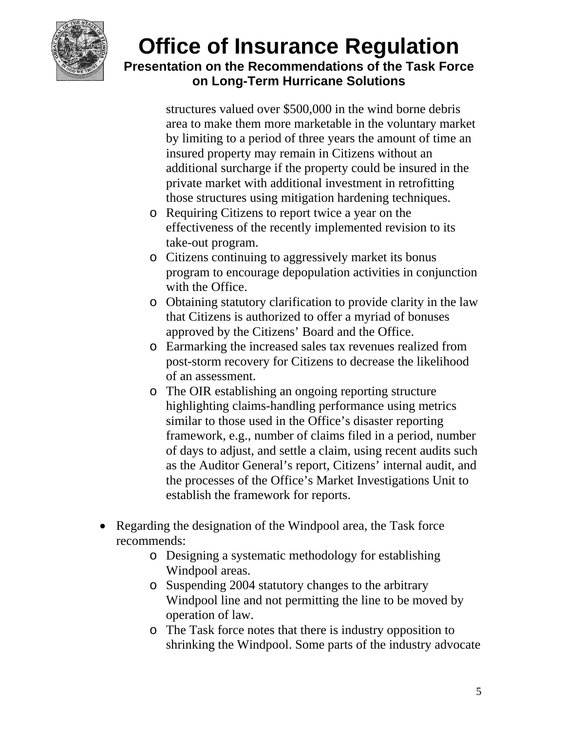structures valued over $500,000 in the wind borne debris area to make them more marketable in the voluntary market by limiting to a period of three years the amount of time an insured property may remain in Citizens without an additional surcharge if the property could be insured in the private market with additional investment in retrofitting those structures using mitigation hardening techniques.

- Requiring Citizens to report twice a year on the effectiveness of the recently implemented revision to its take-out program.
- Citizens continuing to aggressively market its bonus program to encourage depopulation activities in conjunction with the Office.
- Obtaining statutory clarification to provide clarity in the law that Citizens is authorized to offer a myriad of bonuses approved by the Citizens' Board and the Office.
- Earmarking the increased sales tax revenues realized from post-storm recovery for Citizens to decrease the likelihood of an assessment.
- The OIR establishing an ongoing reporting structure highlighting claims-handling performance using metrics similar to those used in the Office's disaster reporting framework, e.g., number of claims filed in a period, number of days to adjust, and settle a claim, using recent audits such as the Auditor General's report, Citizens' internal audit, and the processes of the Office's Market Investigations Unit to establish the framework for reports.

- Regarding the designation of the Windpool area, the Task force recommends:
  - Designing a systematic methodology for establishing Windpool areas.
  - Suspending 2004 statutory changes to the arbitrary Windpool line and not permitting the line to be moved by operation of law.
  - The Task force notes that there is industry opposition to shrinking the Windpool. Some parts of the industry advocate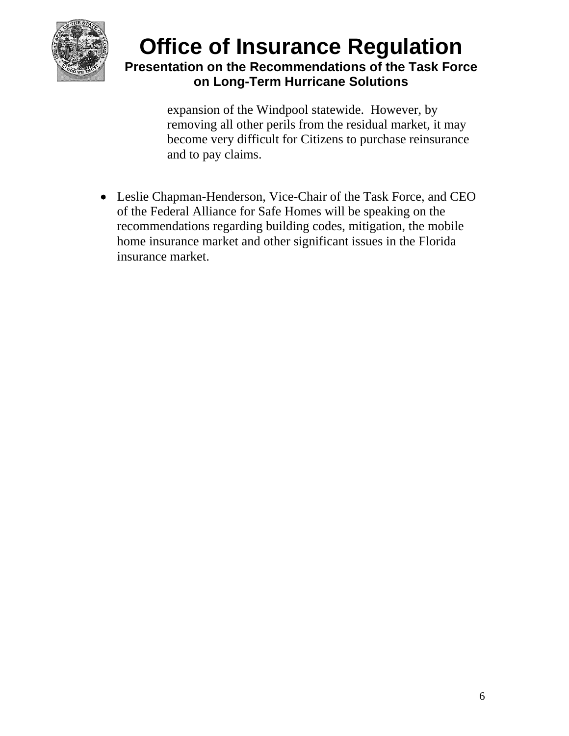expansion of the Windpool statewide. However, by removing all other perils from the residual market, it may become very difficult for Citizens to purchase reinsurance and to pay claims.

- Leslie Chapman-Henderson, Vice-Chair of the Task Force, and CEO of the Federal Alliance for Safe Homes will be speaking on the recommendations regarding building codes, mitigation, the mobile home insurance market and other significant issues in the Florida insurance market.